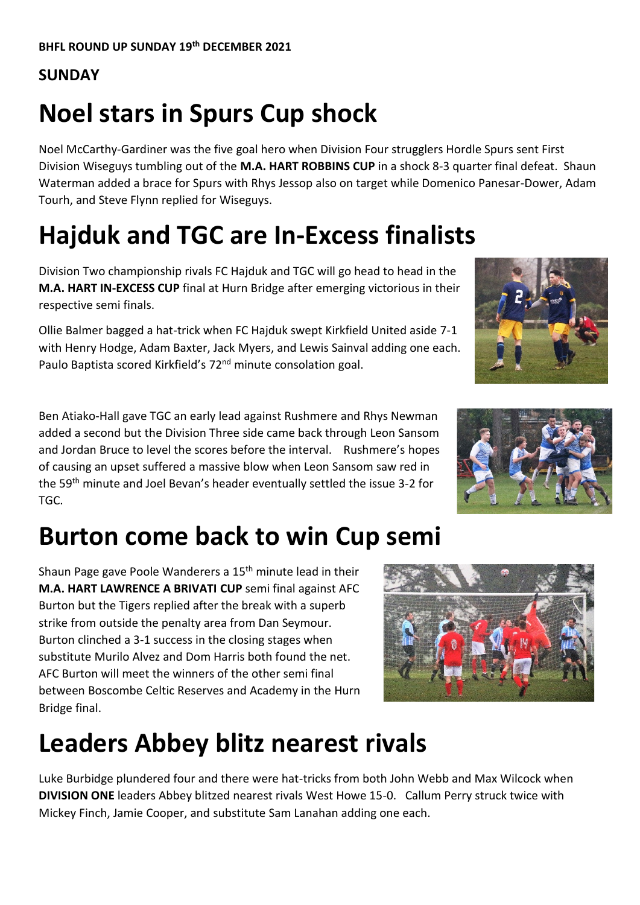**BHFL ROUND UP SUNDAY 19th DECEMBER 2021**

**SUNDAY**

# Noel stars in Spurs Cup shock

Noel McCarthy-Gardiner was the five goal hero when Division Four strugglers Hordle Spurs sent First Division Wiseguys tumbling out of the **M.A. HART ROBBINS CUP** in a shock 8-3 quarter final defeat. Shaun Waterman added a brace for Spurs with Rhys Jessop also on target while Domenico Panesar-Dower, Adam Tourh, and Steve Flynn replied for Wiseguys.

# Hajduk and TGC are In-Excess finalists

Division Two championship rivals FC Hajduk and TGC will go head to head in the **M.A. HART IN-EXCESS CUP** final at Hurn Bridge after emerging victorious in their respective semi finals.

Ollie Balmer bagged a hat-trick when FC Hajduk swept Kirkfield United aside 7-1 with Henry Hodge, Adam Baxter, Jack Myers, and Lewis Sainval adding one each. Paulo Baptista scored Kirkfield's 72nd minute consolation goal.

Ben Atiako-Hall gave TGC an early lead against Rushmere and Rhys Newman added a second but the Division Three side came back through Leon Sansom and Jordan Bruce to level the scores before the interval. Rushmere's hopes of causing an upset suffered a massive blow when Leon Sansom saw red in the 59th minute and Joel Bevan's header eventually settled the issue 3-2 for TGC.

# Burton come back to win Cup semi

Shaun Page gave Poole Wanderers a 15th minute lead in their **M.A. HART LAWRENCE A BRIVATI CUP** semi final against AFC Burton but the Tigers replied after the break with a superb strike from outside the penalty area from Dan Seymour. Burton clinched a 3-1 success in the closing stages when substitute Murilo Alvez and Dom Harris both found the net. AFC Burton will meet the winners of the other semi final between Boscombe Celtic Reserves and Academy in the Hurn Bridge final.

# Leaders Abbey blitz nearest rivals

Luke Burbidge plundered four and there were hat-tricks from both John Webb and Max Wilcock when **DIVISION ONE** leaders Abbey blitzed nearest rivals West Howe 15-0. Callum Perry struck twice with Mickey Finch, Jamie Cooper, and substitute Sam Lanahan adding one each.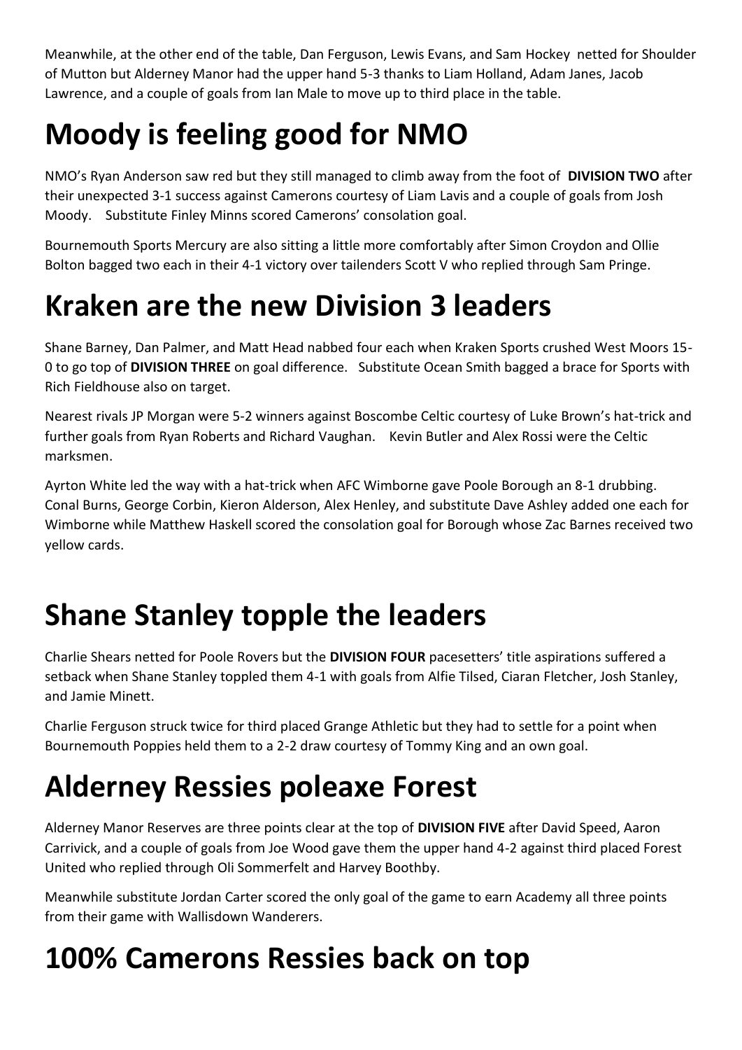Meanwhile, at the other end of the table, Dan Ferguson, Lewis Evans, and Sam Hockey netted for Shoulder of Mutton but Alderney Manor had the upper hand 5-3 thanks to Liam Holland, Adam Janes, Jacob Lawrence, and a couple of goals from Ian Male to move up to third place in the table.

# Moody is feeling good for NMO

NMO's Ryan Anderson saw red but they still managed to climb away from the foot of **DIVISION TWO** after their unexpected 3-1 success against Camerons courtesy of Liam Lavis and a couple of goals from Josh Moody. Substitute Finley Minns scored Camerons' consolation goal.

Bournemouth Sports Mercury are also sitting a little more comfortably after Simon Croydon and Ollie Bolton bagged two each in their 4-1 victory over tailenders Scott V who replied through Sam Pringe.

# Kraken are the new Division 3 leaders

Shane Barney, Dan Palmer, and Matt Head nabbed four each when Kraken Sports crushed West Moors 15-0 to go top of **DIVISION THREE** on goal difference. Substitute Ocean Smith bagged a brace for Sports with Rich Fieldhouse also on target.

Nearest rivals JP Morgan were 5-2 winners against Boscombe Celtic courtesy of Luke Brown's hat-trick and further goals from Ryan Roberts and Richard Vaughan. Kevin Butler and Alex Rossi were the Celtic marksmen.

Ayrton White led the way with a hat-trick when AFC Wimborne gave Poole Borough an 8-1 drubbing. Conal Burns, George Corbin, Kieron Alderson, Alex Henley, and substitute Dave Ashley added one each for Wimborne while Matthew Haskell scored the consolation goal for Borough whose Zac Barnes received two yellow cards.

# Shane Stanley topple the leaders

Charlie Shears netted for Poole Rovers but the **DIVISION FOUR** pacesetters' title aspirations suffered a setback when Shane Stanley toppled them 4-1 with goals from Alfie Tilsed, Ciaran Fletcher, Josh Stanley, and Jamie Minett.

Charlie Ferguson struck twice for third placed Grange Athletic but they had to settle for a point when Bournemouth Poppies held them to a 2-2 draw courtesy of Tommy King and an own goal.

# Alderney Ressies poleaxe Forest

Alderney Manor Reserves are three points clear at the top of **DIVISION FIVE** after David Speed, Aaron Carrivick, and a couple of goals from Joe Wood gave them the upper hand 4-2 against third placed Forest United who replied through Oli Sommerfelt and Harvey Boothby.

Meanwhile substitute Jordan Carter scored the only goal of the game to earn Academy all three points from their game with Wallisdown Wanderers.

# 100% Camerons Ressies back on top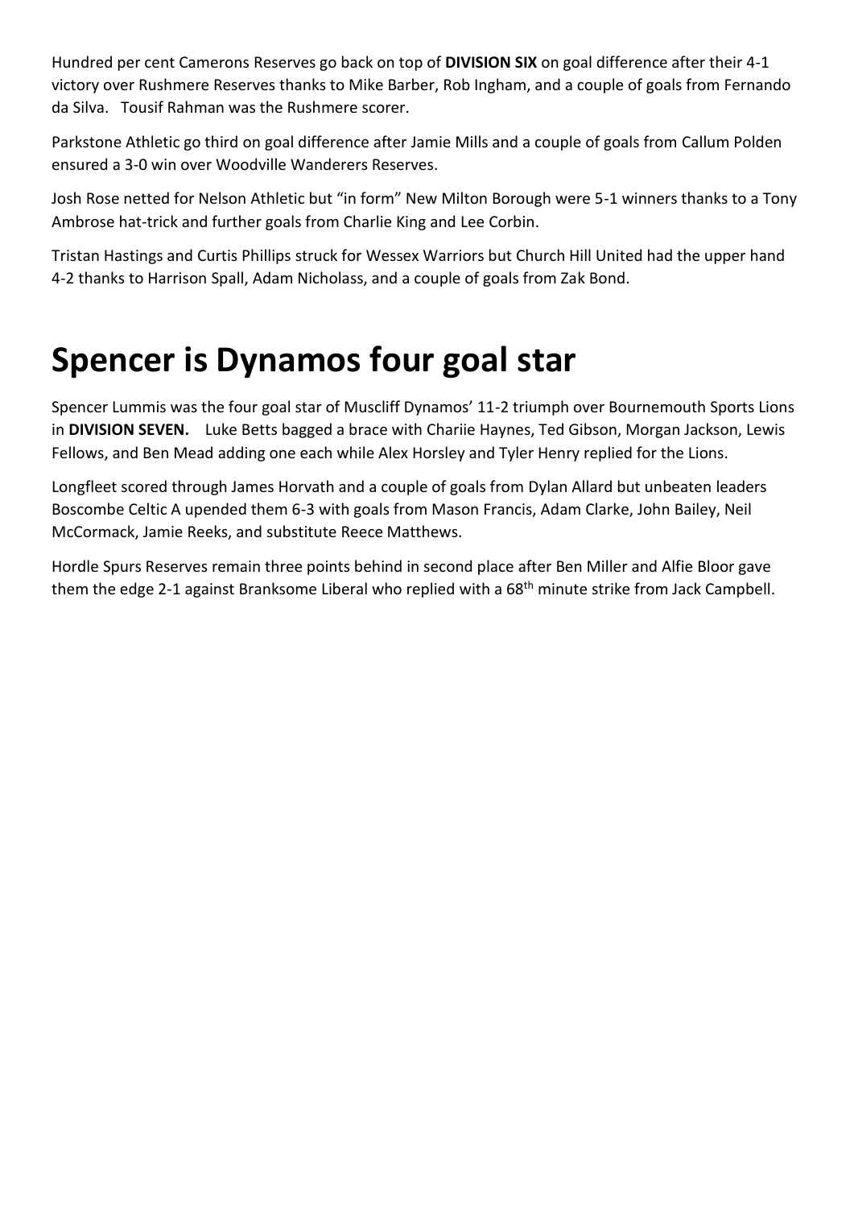Hundred per cent Camerons Reserves go back on top of **DIVISION SIX** on goal difference after their 4-1 victory over Rushmere Reserves thanks to Mike Barber, Rob Ingham, and a couple of goals from Fernando da Silva.   Tousif Rahman was the Rushmere scorer.

Parkstone Athletic go third on goal difference after Jamie Mills and a couple of goals from Callum Polden ensured a 3-0 win over Woodville Wanderers Reserves.

Josh Rose netted for Nelson Athletic but "in form" New Milton Borough were 5-1 winners thanks to a Tony Ambrose hat-trick and further goals from Charlie King and Lee Corbin.

Tristan Hastings and Curtis Phillips struck for Wessex Warriors but Church Hill United had the upper hand 4-2 thanks to Harrison Spall, Adam Nicholass, and a couple of goals from Zak Bond.

# Spencer is Dynamos four goal star

Spencer Lummis was the four goal star of Muscliff Dynamos' 11-2 triumph over Bournemouth Sports Lions in **DIVISION SEVEN.**    Luke Betts bagged a brace with Chariie Haynes, Ted Gibson, Morgan Jackson, Lewis Fellows, and Ben Mead adding one each while Alex Horsley and Tyler Henry replied for the Lions.

Longfleet scored through James Horvath and a couple of goals from Dylan Allard but unbeaten leaders Boscombe Celtic A upended them 6-3 with goals from Mason Francis, Adam Clarke, John Bailey, Neil McCormack, Jamie Reeks, and substitute Reece Matthews.

Hordle Spurs Reserves remain three points behind in second place after Ben Miller and Alfie Bloor gave them the edge 2-1 against Branksome Liberal who replied with a 68th minute strike from Jack Campbell.